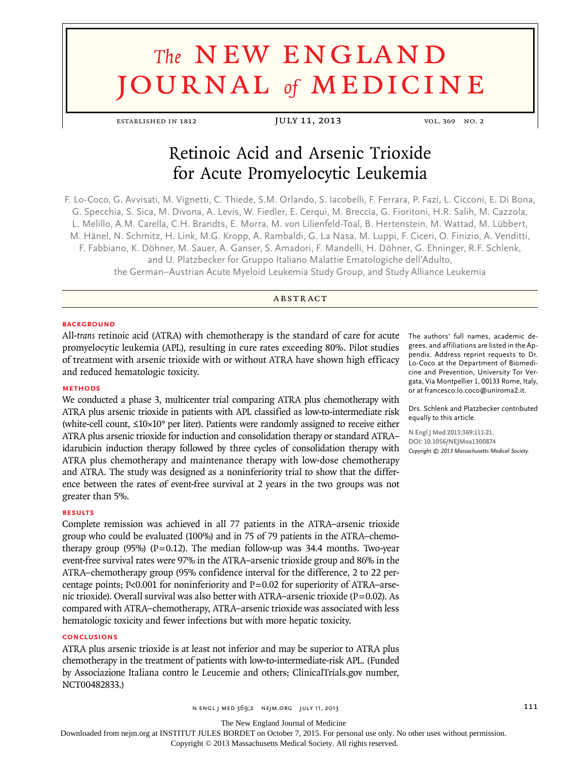# Retinoic Acid and Arsenic Trioxide for Acute Promyelocytic Leukemia

F. Lo-Coco, G. Avvisati, M. Vignetti, C. Thiede, S.M. Orlando, S. Iacobelli, F. Ferrara, P. Fazi, L. Cicconi, E. Di Bona, G. Specchia, S. Sica, M. Divona, A. Levis, W. Fiedler, E. Cerqui, M. Breccia, G. Fioritoni, H.R. Salih, M. Cazzola, L. Melillo, A.M. Carella, C.H. Brandts, E. Morra, M. von Lilienfeld-Toal, B. Hertenstein, M. Wattad, M. Lübbert, M. Hänel, N. Schmitz, H. Link, M.G. Kropp, A. Rambaldi, G. La Nasa, M. Luppi, F. Ciceri, O. Finizio, A. Venditti, F. Fabbiano, K. Döhner, M. Sauer, A. Ganser, S. Amadori, F. Mandelli, H. Döhner, G. Ehninger, R.F. Schlenk, and U. Platzbecker for Gruppo Italiano Malattie Ematologiche dell'Adulto, the German–Austrian Acute Myeloid Leukemia Study Group, and Study Alliance Leukemia

## ABSTRACT

### BACKGROUND

All-*trans* retinoic acid (ATRA) with chemotherapy is the standard of care for acute promyelocytic leukemia (APL), resulting in cure rates exceeding 80%. Pilot studies of treatment with arsenic trioxide with or without ATRA have shown high efficacy and reduced hematologic toxicity.

### METHODS

We conducted a phase 3, multicenter trial comparing ATRA plus chemotherapy with ATRA plus arsenic trioxide in patients with APL classified as low-to-intermediate risk (white-cell count, $\leq 10\times10^9$ per liter). Patients were randomly assigned to receive either ATRA plus arsenic trioxide for induction and consolidation therapy or standard ATRA–idarubicin induction therapy followed by three cycles of consolidation therapy with ATRA plus chemotherapy and maintenance therapy with low-dose chemotherapy and ATRA. The study was designed as a noninferiority trial to show that the difference between the rates of event-free survival at 2 years in the two groups was not greater than 5%.

### RESULTS

Complete remission was achieved in all 77 patients in the ATRA–arsenic trioxide group who could be evaluated (100%) and in 75 of 79 patients in the ATRA–chemotherapy group (95%) ($P=0.12$). The median follow-up was 34.4 months. Two-year event-free survival rates were 97% in the ATRA–arsenic trioxide group and 86% in the ATRA–chemotherapy group (95% confidence interval for the difference, 2 to 22 percentage points; $P<0.001$ for noninferiority and $P=0.02$ for superiority of ATRA–arsenic trioxide). Overall survival was also better with ATRA–arsenic trioxide ($P=0.02$). As compared with ATRA–chemotherapy, ATRA–arsenic trioxide was associated with less hematologic toxicity and fewer infections but with more hepatic toxicity.

### CONCLUSIONS

ATRA plus arsenic trioxide is at least not inferior and may be superior to ATRA plus chemotherapy in the treatment of patients with low-to-intermediate-risk APL. (Funded by Associazione Italiana contro le Leucemie and others; ClinicalTrials.gov number, NCT00482833.)

The authors' full names, academic degrees, and affiliations are listed in the Appendix. Address reprint requests to Dr. Lo-Coco at the Department of Biomedicine and Prevention, University Tor Vergata, Via Montpellier 1, 00133 Rome, Italy, or at francesco.lo.coco@uniroma2.it.

Drs. Schlenk and Platzbecker contributed equally to this article.

N Engl J Med 2013;369:111-21.
DOI: 10.1056/NEJMoa1300874
*Copyright © 2013 Massachusetts Medical Society.*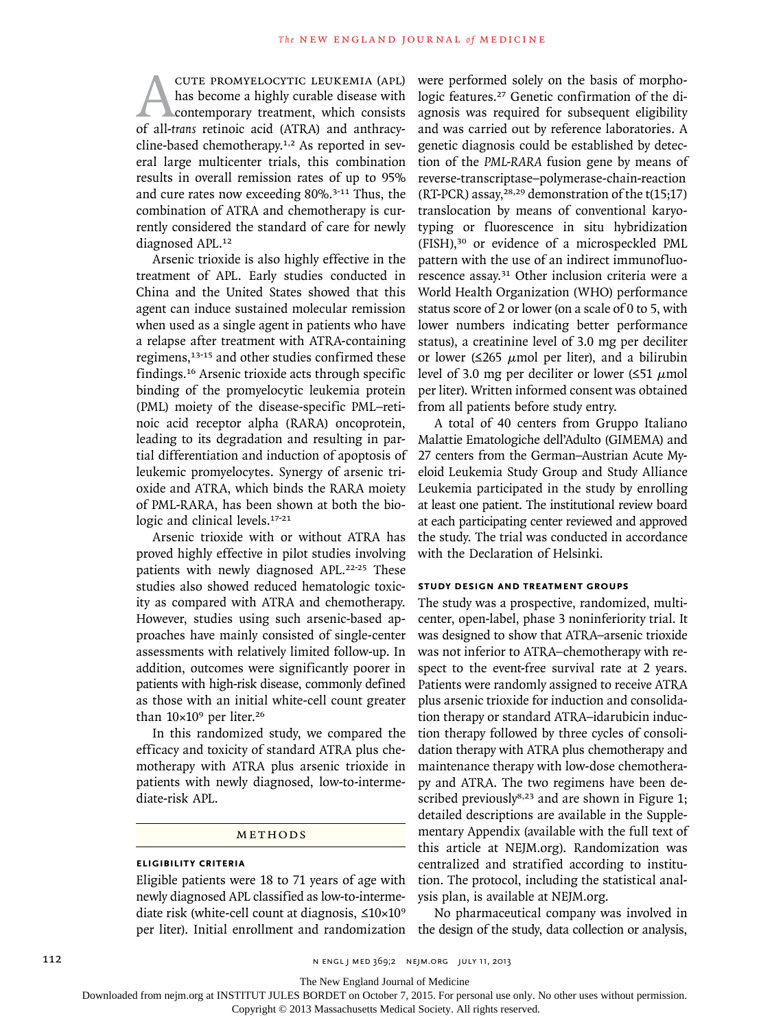Acute promyelocytic leukemia (APL) has become a highly curable disease with contemporary treatment, which consists of all-*trans* retinoic acid (ATRA) and anthracycline-based chemotherapy.[1,2] As reported in several large multicenter trials, this combination results in overall remission rates of up to 95% and cure rates now exceeding 80%.[3-11] Thus, the combination of ATRA and chemotherapy is currently considered the standard of care for newly diagnosed APL.[12]

Arsenic trioxide is also highly effective in the treatment of APL. Early studies conducted in China and the United States showed that this agent can induce sustained molecular remission when used as a single agent in patients who have a relapse after treatment with ATRA-containing regimens,[13-15] and other studies confirmed these findings.[16] Arsenic trioxide acts through specific binding of the promyelocytic leukemia protein (PML) moiety of the disease-specific PML–retinoic acid receptor alpha (RARA) oncoprotein, leading to its degradation and resulting in partial differentiation and induction of apoptosis of leukemic promyelocytes. Synergy of arsenic trioxide and ATRA, which binds the RARA moiety of PML-RARA, has been shown at both the biologic and clinical levels.[17-21]

Arsenic trioxide with or without ATRA has proved highly effective in pilot studies involving patients with newly diagnosed APL.[22-25] These studies also showed reduced hematologic toxicity as compared with ATRA and chemotherapy. However, studies using such arsenic-based approaches have mainly consisted of single-center assessments with relatively limited follow-up. In addition, outcomes were significantly poorer in patients with high-risk disease, commonly defined as those with an initial white-cell count greater than $10\times10^9$ per liter.[26]

In this randomized study, we compared the efficacy and toxicity of standard ATRA plus chemotherapy with ATRA plus arsenic trioxide in patients with newly diagnosed, low-to-intermediate-risk APL.

## Methods

### Eligibility Criteria

Eligible patients were 18 to 71 years of age with newly diagnosed APL classified as low-to-intermediate risk (white-cell count at diagnosis, $\leq10\times10^9$ per liter). Initial enrollment and randomization were performed solely on the basis of morphologic features.[27] Genetic confirmation of the diagnosis was required for subsequent eligibility and was carried out by reference laboratories. A genetic diagnosis could be established by detection of the *PML-RARA* fusion gene by means of reverse-transcriptase–polymerase-chain-reaction (RT-PCR) assay,[28,29] demonstration of the t(15;17) translocation by means of conventional karyotyping or fluorescence in situ hybridization (FISH),[30] or evidence of a microspeckled PML pattern with the use of an indirect immunofluorescence assay.[31] Other inclusion criteria were a World Health Organization (WHO) performance status score of 2 or lower (on a scale of 0 to 5, with lower numbers indicating better performance status), a creatinine level of 3.0 mg per deciliter or lower ($\leq$265 $\mu$mol per liter), and a bilirubin level of 3.0 mg per deciliter or lower ($\leq$51 $\mu$mol per liter). Written informed consent was obtained from all patients before study entry.

A total of 40 centers from Gruppo Italiano Malattie Ematologiche dell'Adulto (GIMEMA) and 27 centers from the German–Austrian Acute Myeloid Leukemia Study Group and Study Alliance Leukemia participated in the study by enrolling at least one patient. The institutional review board at each participating center reviewed and approved the study. The trial was conducted in accordance with the Declaration of Helsinki.

### Study Design and Treatment Groups

The study was a prospective, randomized, multicenter, open-label, phase 3 noninferiority trial. It was designed to show that ATRA–arsenic trioxide was not inferior to ATRA–chemotherapy with respect to the event-free survival rate at 2 years. Patients were randomly assigned to receive ATRA plus arsenic trioxide for induction and consolidation therapy or standard ATRA–idarubicin induction therapy followed by three cycles of consolidation therapy with ATRA plus chemotherapy and maintenance therapy with low-dose chemotherapy and ATRA. The two regimens have been described previously[8,23] and are shown in Figure 1; detailed descriptions are available in the Supplementary Appendix (available with the full text of this article at NEJM.org). Randomization was centralized and stratified according to institution. The protocol, including the statistical analysis plan, is available at NEJM.org.

No pharmaceutical company was involved in the design of the study, data collection or analysis,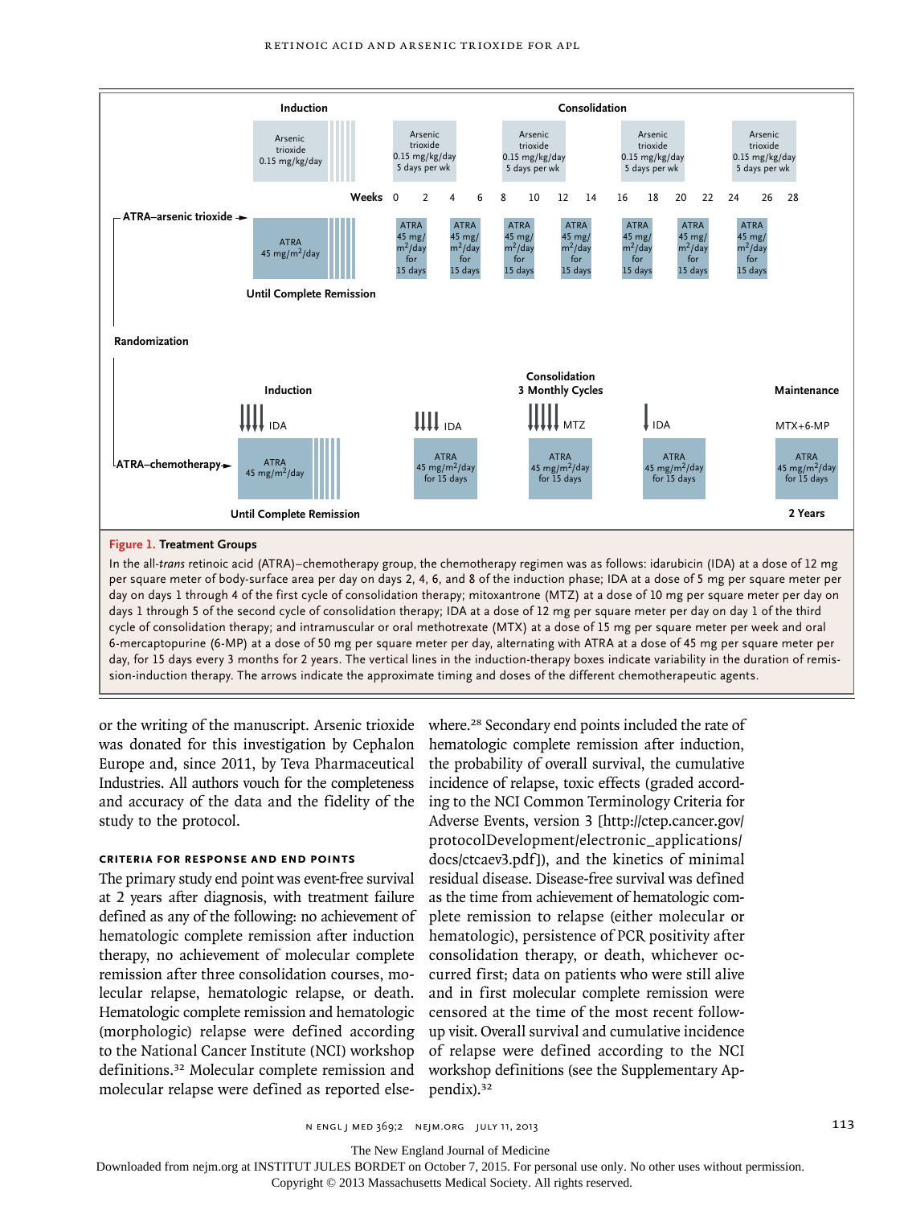**Figure 1. Treatment Groups**

In the all-*trans* retinoic acid (ATRA)–chemotherapy group, the chemotherapy regimen was as follows: idarubicin (IDA) at a dose of 12 mg per square meter of body-surface area per day on days 2, 4, 6, and 8 of the induction phase; IDA at a dose of 5 mg per square meter per day on days 1 through 4 of the first cycle of consolidation therapy; mitoxantrone (MTZ) at a dose of 10 mg per square meter per day on days 1 through 5 of the second cycle of consolidation therapy; IDA at a dose of 12 mg per square meter per day on day 1 of the third cycle of consolidation therapy; and intramuscular or oral methotrexate (MTX) at a dose of 15 mg per square meter per week and oral 6-mercaptopurine (6-MP) at a dose of 50 mg per square meter per day, alternating with ATRA at a dose of 45 mg per square meter per day, for 15 days every 3 months for 2 years. The vertical lines in the induction-therapy boxes indicate variability in the duration of remission-induction therapy. The arrows indicate the approximate timing and doses of the different chemotherapeutic agents.

or the writing of the manuscript. Arsenic trioxide was donated for this investigation by Cephalon Europe and, since 2011, by Teva Pharmaceutical Industries. All authors vouch for the completeness and accuracy of the data and the fidelity of the study to the protocol.

### CRITERIA FOR RESPONSE AND END POINTS

The primary study end point was event-free survival at 2 years after diagnosis, with treatment failure defined as any of the following: no achievement of hematologic complete remission after induction therapy, no achievement of molecular complete remission after three consolidation courses, molecular relapse, hematologic relapse, or death. Hematologic complete remission and hematologic (morphologic) relapse were defined according to the National Cancer Institute (NCI) workshop definitions.[32] Molecular complete remission and molecular relapse were defined as reported elsewhere.[28] Secondary end points included the rate of hematologic complete remission after induction, the probability of overall survival, the cumulative incidence of relapse, toxic effects (graded according to the NCI Common Terminology Criteria for Adverse Events, version 3 [http://ctep.cancer.gov/protocolDevelopment/electronic_applications/docs/ctcaev3.pdf]), and the kinetics of minimal residual disease. Disease-free survival was defined as the time from achievement of hematologic complete remission to relapse (either molecular or hematologic), persistence of PCR positivity after consolidation therapy, or death, whichever occurred first; data on patients who were still alive and in first molecular complete remission were censored at the time of the most recent follow-up visit. Overall survival and cumulative incidence of relapse were defined according to the NCI workshop definitions (see the Supplementary Appendix).[32]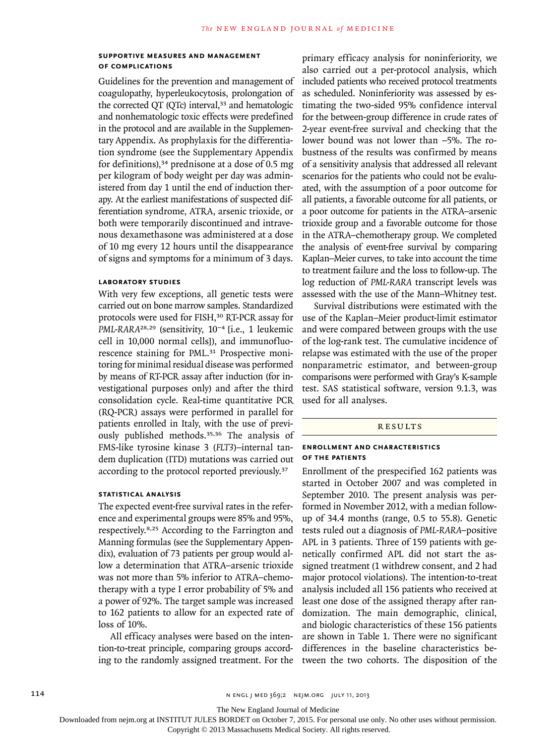### SUPPORTIVE MEASURES AND MANAGEMENT OF COMPLICATIONS

Guidelines for the prevention and management of coagulopathy, hyperleukocytosis, prolongation of the corrected QT (QTc) interval,[33] and hematologic and nonhematologic toxic effects were predefined in the protocol and are available in the Supplementary Appendix. As prophylaxis for the differentiation syndrome (see the Supplementary Appendix for definitions),[34] prednisone at a dose of 0.5 mg per kilogram of body weight per day was administered from day 1 until the end of induction therapy. At the earliest manifestations of suspected differentiation syndrome, ATRA, arsenic trioxide, or both were temporarily discontinued and intravenous dexamethasone was administered at a dose of 10 mg every 12 hours until the disappearance of signs and symptoms for a minimum of 3 days.

### LABORATORY STUDIES

With very few exceptions, all genetic tests were carried out on bone marrow samples. Standardized protocols were used for FISH,[30] RT-PCR assay for *PML-RARA*[28,29] (sensitivity, $10^{-4}$ [i.e., 1 leukemic cell in 10,000 normal cells]), and immunofluorescence staining for PML.[31] Prospective monitoring for minimal residual disease was performed by means of RT-PCR assay after induction (for investigational purposes only) and after the third consolidation cycle. Real-time quantitative PCR (RQ-PCR) assays were performed in parallel for patients enrolled in Italy, with the use of previously published methods.[35,36] The analysis of FMS-like tyrosine kinase 3 (*FLT3*)–internal tandem duplication (ITD) mutations was carried out according to the protocol reported previously.[37]

### STATISTICAL ANALYSIS

The expected event-free survival rates in the reference and experimental groups were 85% and 95%, respectively.[8,25] According to the Farrington and Manning formulas (see the Supplementary Appendix), evaluation of 73 patients per group would allow a determination that ATRA–arsenic trioxide was not more than 5% inferior to ATRA–chemotherapy with a type I error probability of 5% and a power of 92%. The target sample was increased to 162 patients to allow for an expected rate of loss of 10%.

All efficacy analyses were based on the intention-to-treat principle, comparing groups according to the randomly assigned treatment. For the primary efficacy analysis for noninferiority, we also carried out a per-protocol analysis, which included patients who received protocol treatments as scheduled. Noninferiority was assessed by estimating the two-sided 95% confidence interval for the between-group difference in crude rates of 2-year event-free survival and checking that the lower bound was not lower than −5%. The robustness of the results was confirmed by means of a sensitivity analysis that addressed all relevant scenarios for the patients who could not be evaluated, with the assumption of a poor outcome for all patients, a favorable outcome for all patients, or a poor outcome for patients in the ATRA–arsenic trioxide group and a favorable outcome for those in the ATRA–chemotherapy group. We completed the analysis of event-free survival by comparing Kaplan–Meier curves, to take into account the time to treatment failure and the loss to follow-up. The log reduction of *PML-RARA* transcript levels was assessed with the use of the Mann–Whitney test.

Survival distributions were estimated with the use of the Kaplan–Meier product-limit estimator and were compared between groups with the use of the log-rank test. The cumulative incidence of relapse was estimated with the use of the proper nonparametric estimator, and between-group comparisons were performed with Gray's K-sample test. SAS statistical software, version 9.1.3, was used for all analyses.

## RESULTS

### ENROLLMENT AND CHARACTERISTICS OF THE PATIENTS

Enrollment of the prespecified 162 patients was started in October 2007 and was completed in September 2010. The present analysis was performed in November 2012, with a median follow-up of 34.4 months (range, 0.5 to 55.8). Genetic tests ruled out a diagnosis of *PML-RARA*–positive APL in 3 patients. Three of 159 patients with genetically confirmed APL did not start the assigned treatment (1 withdrew consent, and 2 had major protocol violations). The intention-to-treat analysis included all 156 patients who received at least one dose of the assigned therapy after randomization. The main demographic, clinical, and biologic characteristics of these 156 patients are shown in Table 1. There were no significant differences in the baseline characteristics between the two cohorts. The disposition of the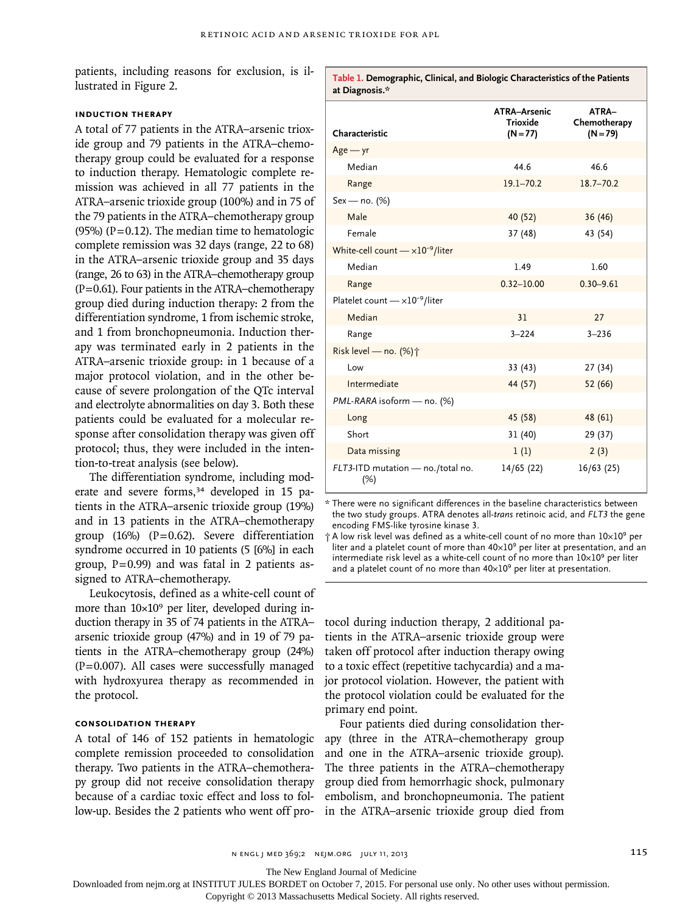patients, including reasons for exclusion, is illustrated in Figure 2.

### INDUCTION THERAPY

A total of 77 patients in the ATRA–arsenic trioxide group and 79 patients in the ATRA–chemotherapy group could be evaluated for a response to induction therapy. Hematologic complete remission was achieved in all 77 patients in the ATRA–arsenic trioxide group (100%) and in 75 of the 79 patients in the ATRA–chemotherapy group (95%) (P=0.12). The median time to hematologic complete remission was 32 days (range, 22 to 68) in the ATRA–arsenic trioxide group and 35 days (range, 26 to 63) in the ATRA–chemotherapy group (P=0.61). Four patients in the ATRA–chemotherapy group died during induction therapy: 2 from the differentiation syndrome, 1 from ischemic stroke, and 1 from bronchopneumonia. Induction therapy was terminated early in 2 patients in the ATRA–arsenic trioxide group: in 1 because of a major protocol violation, and in the other because of severe prolongation of the QTc interval and electrolyte abnormalities on day 3. Both these patients could be evaluated for a molecular response after consolidation therapy was given off protocol; thus, they were included in the intention-to-treat analysis (see below).

The differentiation syndrome, including moderate and severe forms,[34] developed in 15 patients in the ATRA–arsenic trioxide group (19%) and in 13 patients in the ATRA–chemotherapy group (16%) (P=0.62). Severe differentiation syndrome occurred in 10 patients (5 [6%] in each group, P=0.99) and was fatal in 2 patients assigned to ATRA–chemotherapy.

Leukocytosis, defined as a white-cell count of more than $10\times10^9$ per liter, developed during induction therapy in 35 of 74 patients in the ATRA–arsenic trioxide group (47%) and in 19 of 79 patients in the ATRA–chemotherapy group (24%) (P=0.007). All cases were successfully managed with hydroxyurea therapy as recommended in the protocol.

### CONSOLIDATION THERAPY

A total of 146 of 152 patients in hematologic complete remission proceeded to consolidation therapy. Two patients in the ATRA–chemotherapy group did not receive consolidation therapy because of a cardiac toxic effect and loss to follow-up. Besides the 2 patients who went off protocol during induction therapy, 2 additional patients in the ATRA–arsenic trioxide group were taken off protocol after induction therapy owing to a toxic effect (repetitive tachycardia) and a major protocol violation. However, the patient with the protocol violation could be evaluated for the primary end point.

Four patients died during consolidation therapy (three in the ATRA–chemotherapy group and one in the ATRA–arsenic trioxide group). The three patients in the ATRA–chemotherapy group died from hemorrhagic shock, pulmonary embolism, and bronchopneumonia. The patient in the ATRA–arsenic trioxide group died from

**Table 1. Demographic, Clinical, and Biologic Characteristics of the Patients at Diagnosis.***

| Characteristic | ATRA–Arsenic Trioxide (N=77) | ATRA–Chemotherapy (N=79) |
|---|---|---|
| Age — yr | | |
| Median | 44.6 | 46.6 |
| Range | 19.1–70.2 | 18.7–70.2 |
| Sex — no. (%) | | |
| Male | 40 (52) | 36 (46) |
| Female | 37 (48) | 43 (54) |
| White-cell count — $\times10^{-9}$/liter | | |
| Median | 1.49 | 1.60 |
| Range | 0.32–10.00 | 0.30–9.61 |
| Platelet count — $\times10^{-9}$/liter | | |
| Median | 31 | 27 |
| Range | 3–224 | 3–236 |
| Risk level — no. (%)† | | |
| Low | 33 (43) | 27 (34) |
| Intermediate | 44 (57) | 52 (66) |
| *PML-RARA* isoform — no. (%) | | |
| Long | 45 (58) | 48 (61) |
| Short | 31 (40) | 29 (37) |
| Data missing | 1 (1) | 2 (3) |
| *FLT3*-ITD mutation — no./total no. (%) | 14/65 (22) | 16/63 (25) |

\* There were no significant differences in the baseline characteristics between the two study groups. ATRA denotes all-*trans* retinoic acid, and *FLT3* the gene encoding FMS-like tyrosine kinase 3.

† A low risk level was defined as a white-cell count of no more than $10\times10^9$ per liter and a platelet count of more than $40\times10^9$ per liter at presentation, and an intermediate risk level as a white-cell count of no more than $10\times10^9$ per liter and a platelet count of no more than $40\times10^9$ per liter at presentation.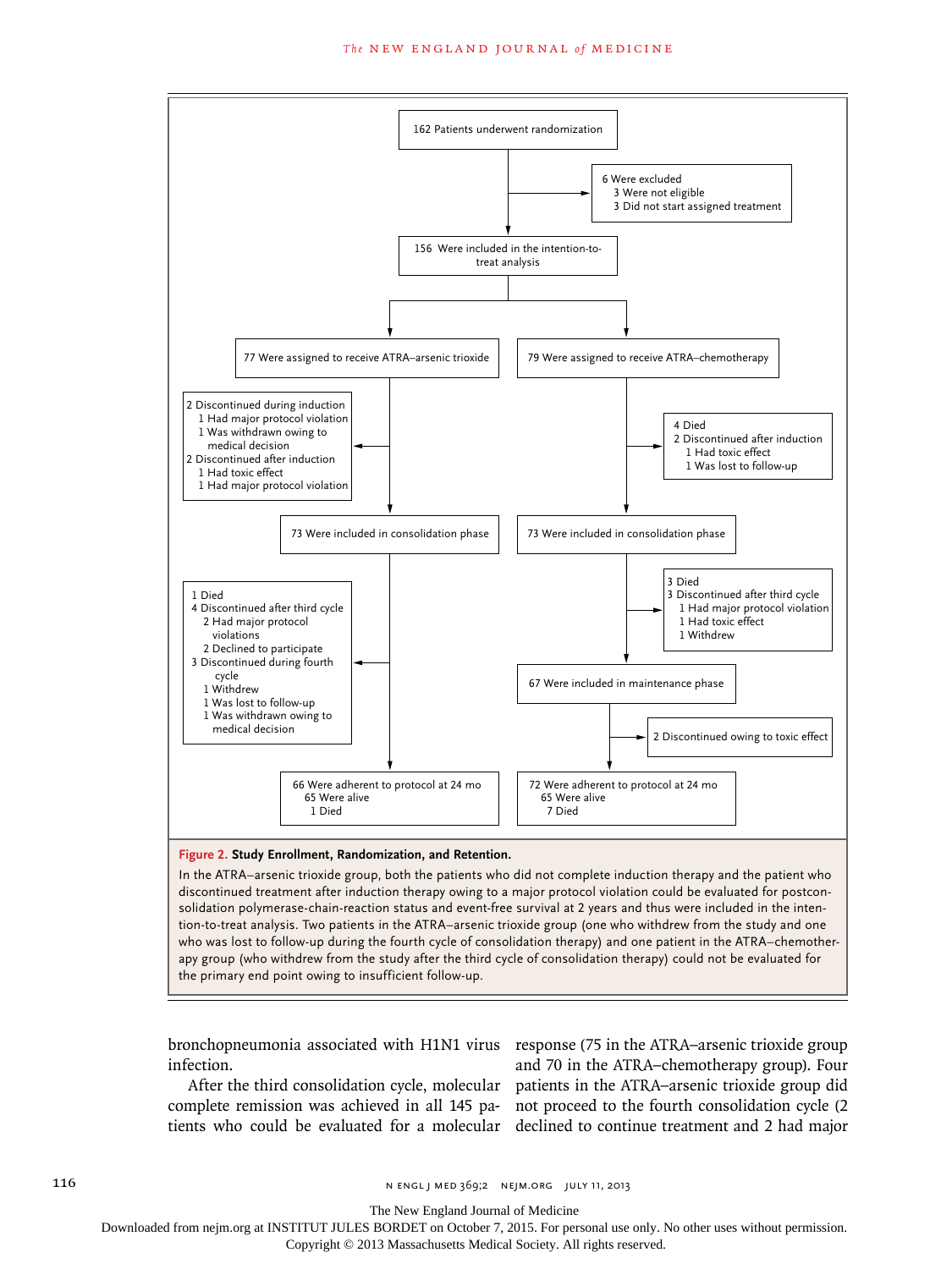162 Patients underwent randomization

6 Were excluded
- 3 Were not eligible
- 3 Did not start assigned treatment

156 Were included in the intention-to-treat analysis

**ATRA–arsenic trioxide group**

77 Were assigned to receive ATRA–arsenic trioxide

2 Discontinued during induction
- 1 Had major protocol violation
- 1 Was withdrawn owing to medical decision

2 Discontinued after induction
- 1 Had toxic effect
- 1 Had major protocol violation

73 Were included in consolidation phase

1 Died

4 Discontinued after third cycle
- 2 Had major protocol violations
- 2 Declined to participate

3 Discontinued during fourth cycle
- 1 Withdrew
- 1 Was lost to follow-up
- 1 Was withdrawn owing to medical decision

66 Were adherent to protocol at 24 mo
- 65 Were alive
- 1 Died

**ATRA–chemotherapy group**

79 Were assigned to receive ATRA–chemotherapy

4 Died

2 Discontinued after induction
- 1 Had toxic effect
- 1 Was lost to follow-up

73 Were included in consolidation phase

3 Died

3 Discontinued after third cycle
- 1 Had major protocol violation
- 1 Had toxic effect
- 1 Withdrew

67 Were included in maintenance phase

2 Discontinued owing to toxic effect

72 Were adherent to protocol at 24 mo
- 65 Were alive
- 7 Died

**Figure 2. Study Enrollment, Randomization, and Retention.**

In the ATRA–arsenic trioxide group, both the patients who did not complete induction therapy and the patient who discontinued treatment after induction therapy owing to a major protocol violation could be evaluated for postconsolidation polymerase-chain-reaction status and event-free survival at 2 years and thus were included in the intention-to-treat analysis. Two patients in the ATRA–arsenic trioxide group (one who withdrew from the study and one who was lost to follow-up during the fourth cycle of consolidation therapy) and one patient in the ATRA–chemotherapy group (who withdrew from the study after the third cycle of consolidation therapy) could not be evaluated for the primary end point owing to insufficient follow-up.

bronchopneumonia associated with H1N1 virus infection.

After the third consolidation cycle, molecular complete remission was achieved in all 145 patients who could be evaluated for a molecular response (75 in the ATRA–arsenic trioxide group and 70 in the ATRA–chemotherapy group). Four patients in the ATRA–arsenic trioxide group did not proceed to the fourth consolidation cycle (2 declined to continue treatment and 2 had major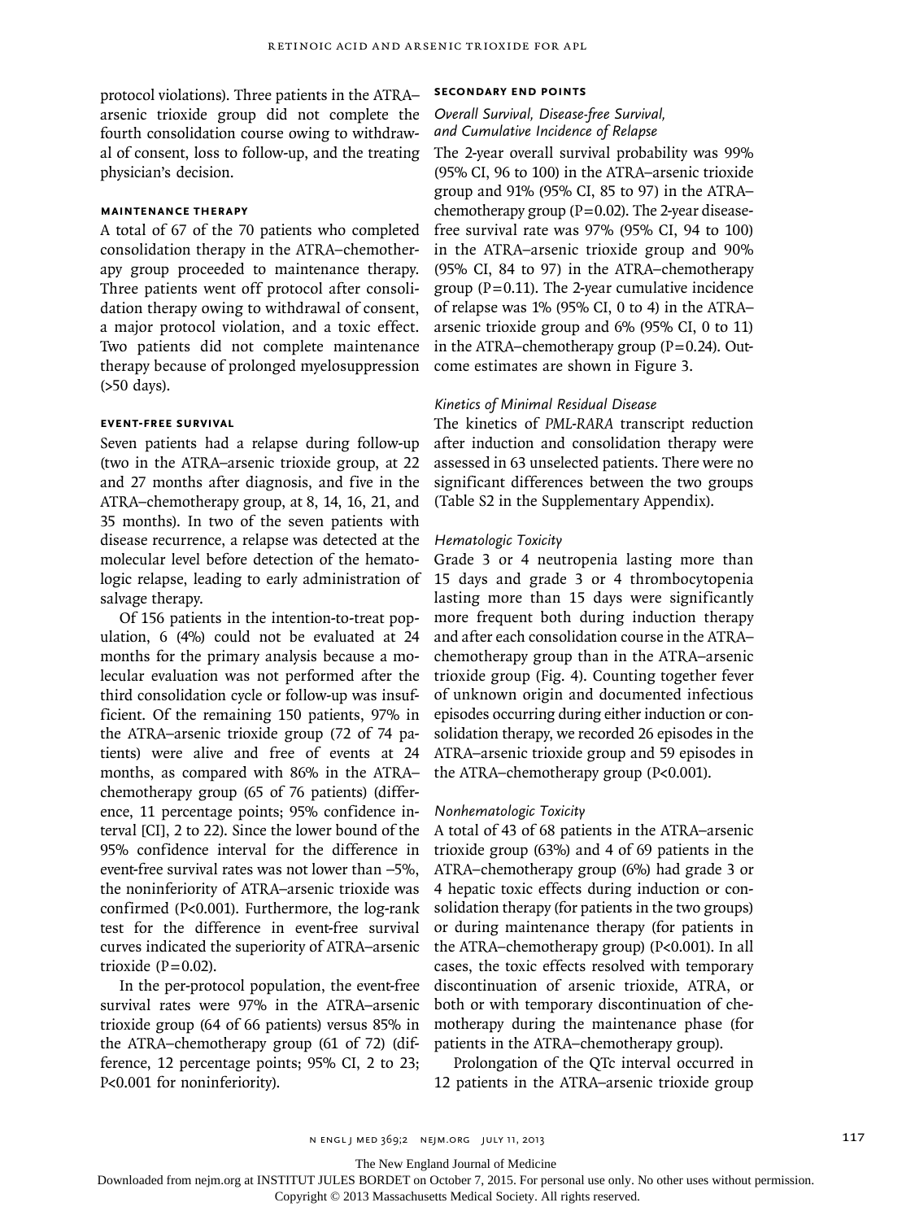protocol violations). Three patients in the ATRA–arsenic trioxide group did not complete the fourth consolidation course owing to withdrawal of consent, loss to follow-up, and the treating physician's decision.

### MAINTENANCE THERAPY

A total of 67 of the 70 patients who completed consolidation therapy in the ATRA–chemotherapy group proceeded to maintenance therapy. Three patients went off protocol after consolidation therapy owing to withdrawal of consent, a major protocol violation, and a toxic effect. Two patients did not complete maintenance therapy because of prolonged myelosuppression (>50 days).

### EVENT-FREE SURVIVAL

Seven patients had a relapse during follow-up (two in the ATRA–arsenic trioxide group, at 22 and 27 months after diagnosis, and five in the ATRA–chemotherapy group, at 8, 14, 16, 21, and 35 months). In two of the seven patients with disease recurrence, a relapse was detected at the molecular level before detection of the hematologic relapse, leading to early administration of salvage therapy.

Of 156 patients in the intention-to-treat population, 6 (4%) could not be evaluated at 24 months for the primary analysis because a molecular evaluation was not performed after the third consolidation cycle or follow-up was insufficient. Of the remaining 150 patients, 97% in the ATRA–arsenic trioxide group (72 of 74 patients) were alive and free of events at 24 months, as compared with 86% in the ATRA–chemotherapy group (65 of 76 patients) (difference, 11 percentage points; 95% confidence interval [CI], 2 to 22). Since the lower bound of the 95% confidence interval for the difference in event-free survival rates was not lower than −5%, the noninferiority of ATRA–arsenic trioxide was confirmed (P<0.001). Furthermore, the log-rank test for the difference in event-free survival curves indicated the superiority of ATRA–arsenic trioxide (P=0.02).

In the per-protocol population, the event-free survival rates were 97% in the ATRA–arsenic trioxide group (64 of 66 patients) versus 85% in the ATRA–chemotherapy group (61 of 72) (difference, 12 percentage points; 95% CI, 2 to 23; P<0.001 for noninferiority).

### SECONDARY END POINTS

#### *Overall Survival, Disease-free Survival, and Cumulative Incidence of Relapse*

The 2-year overall survival probability was 99% (95% CI, 96 to 100) in the ATRA–arsenic trioxide group and 91% (95% CI, 85 to 97) in the ATRA–chemotherapy group (P=0.02). The 2-year disease-free survival rate was 97% (95% CI, 94 to 100) in the ATRA–arsenic trioxide group and 90% (95% CI, 84 to 97) in the ATRA–chemotherapy group (P=0.11). The 2-year cumulative incidence of relapse was 1% (95% CI, 0 to 4) in the ATRA–arsenic trioxide group and 6% (95% CI, 0 to 11) in the ATRA–chemotherapy group (P=0.24). Outcome estimates are shown in Figure 3.

#### *Kinetics of Minimal Residual Disease*

The kinetics of *PML-RARA* transcript reduction after induction and consolidation therapy were assessed in 63 unselected patients. There were no significant differences between the two groups (Table S2 in the Supplementary Appendix).

#### *Hematologic Toxicity*

Grade 3 or 4 neutropenia lasting more than 15 days and grade 3 or 4 thrombocytopenia lasting more than 15 days were significantly more frequent both during induction therapy and after each consolidation course in the ATRA–chemotherapy group than in the ATRA–arsenic trioxide group (Fig. 4). Counting together fever of unknown origin and documented infectious episodes occurring during either induction or consolidation therapy, we recorded 26 episodes in the ATRA–arsenic trioxide group and 59 episodes in the ATRA–chemotherapy group (P<0.001).

#### *Nonhematologic Toxicity*

A total of 43 of 68 patients in the ATRA–arsenic trioxide group (63%) and 4 of 69 patients in the ATRA–chemotherapy group (6%) had grade 3 or 4 hepatic toxic effects during induction or consolidation therapy (for patients in the two groups) or during maintenance therapy (for patients in the ATRA–chemotherapy group) (P<0.001). In all cases, the toxic effects resolved with temporary discontinuation of arsenic trioxide, ATRA, or both or with temporary discontinuation of chemotherapy during the maintenance phase (for patients in the ATRA–chemotherapy group).

Prolongation of the QTc interval occurred in 12 patients in the ATRA–arsenic trioxide group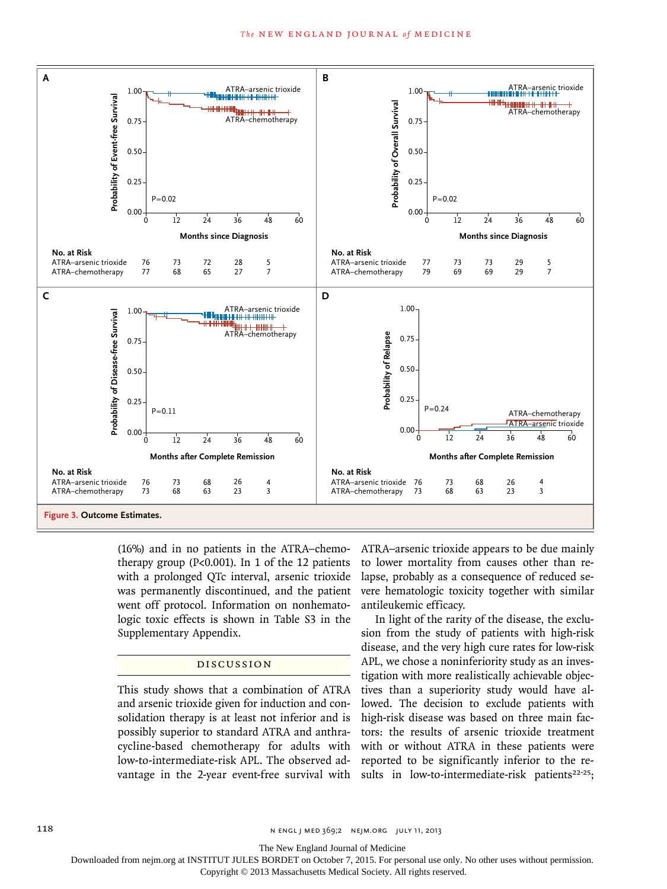| A | | | | | | |
|---|---|---|---|---|---|---|
| **No. at Risk** | | | | | | |
| Months since Diagnosis | 0 | 12 | 24 | 36 | 48 | 60 |
| ATRA–arsenic trioxide | 76 | 73 | 72 | 28 | 5 | |
| ATRA–chemotherapy | 77 | 68 | 65 | 27 | 7 | |

Panel A: Probability of Event-free Survival; P=0.02

| B | | | | | | |
|---|---|---|---|---|---|---|
| **No. at Risk** | | | | | | |
| Months since Diagnosis | 0 | 12 | 24 | 36 | 48 | 60 |
| ATRA–arsenic trioxide | 77 | 73 | 73 | 29 | 5 | |
| ATRA–chemotherapy | 79 | 69 | 69 | 29 | 7 | |

Panel B: Probability of Overall Survival; P=0.02

| C | | | | | | |
|---|---|---|---|---|---|---|
| **No. at Risk** | | | | | | |
| Months after Complete Remission | 0 | 12 | 24 | 36 | 48 | 60 |
| ATRA–arsenic trioxide | 76 | 73 | 68 | 26 | 4 | |
| ATRA–chemotherapy | 73 | 68 | 63 | 23 | 3 | |

Panel C: Probability of Disease-free Survival; P=0.11

| D | | | | | | |
|---|---|---|---|---|---|---|
| **No. at Risk** | | | | | | |
| Months after Complete Remission | 0 | 12 | 24 | 36 | 48 | 60 |
| ATRA–arsenic trioxide | 76 | 73 | 68 | 26 | 4 | |
| ATRA–chemotherapy | 73 | 68 | 63 | 23 | 3 | |

Panel D: Probability of Relapse; P=0.24

**Figure 3. Outcome Estimates.**

(16%) and in no patients in the ATRA–chemotherapy group (P<0.001). In 1 of the 12 patients with a prolonged QTc interval, arsenic trioxide was permanently discontinued, and the patient went off protocol. Information on nonhematologic toxic effects is shown in Table S3 in the Supplementary Appendix.

## DISCUSSION

This study shows that a combination of ATRA and arsenic trioxide given for induction and consolidation therapy is at least not inferior and is possibly superior to standard ATRA and anthracycline-based chemotherapy for adults with low-to-intermediate-risk APL. The observed advantage in the 2-year event-free survival with ATRA–arsenic trioxide appears to be due mainly to lower mortality from causes other than relapse, probably as a consequence of reduced severe hematologic toxicity together with similar antileukemic efficacy.

In light of the rarity of the disease, the exclusion from the study of patients with high-risk disease, and the very high cure rates for low-risk APL, we chose a noninferiority study as an investigation with more realistically achievable objectives than a superiority study would have allowed. The decision to exclude patients with high-risk disease was based on three main factors: the results of arsenic trioxide treatment with or without ATRA in these patients were reported to be significantly inferior to the results in low-to-intermediate-risk patients[22-25];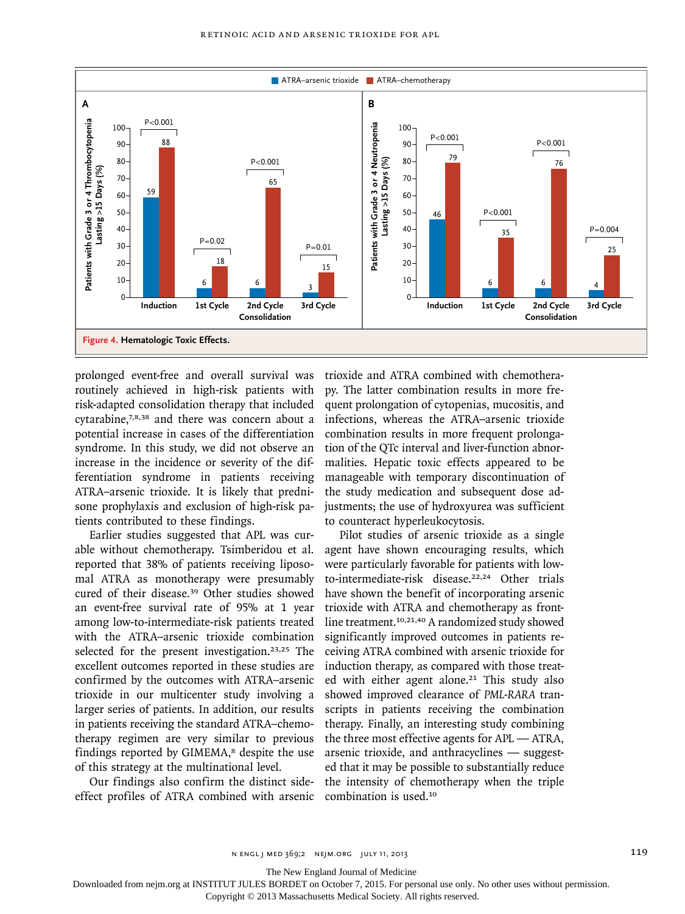**Figure 4. Hematologic Toxic Effects.**

prolonged event-free and overall survival was routinely achieved in high-risk patients with risk-adapted consolidation therapy that included cytarabine,[7,8,38] and there was concern about a potential increase in cases of the differentiation syndrome. In this study, we did not observe an increase in the incidence or severity of the differentiation syndrome in patients receiving ATRA–arsenic trioxide. It is likely that prednisone prophylaxis and exclusion of high-risk patients contributed to these findings.

Earlier studies suggested that APL was curable without chemotherapy. Tsimberidou et al. reported that 38% of patients receiving liposomal ATRA as monotherapy were presumably cured of their disease.[39] Other studies showed an event-free survival rate of 95% at 1 year among low-to-intermediate-risk patients treated with the ATRA–arsenic trioxide combination selected for the present investigation.[23,25] The excellent outcomes reported in these studies are confirmed by the outcomes with ATRA–arsenic trioxide in our multicenter study involving a larger series of patients. In addition, our results in patients receiving the standard ATRA–chemotherapy regimen are very similar to previous findings reported by GIMEMA,[8] despite the use of this strategy at the multinational level.

Our findings also confirm the distinct side-effect profiles of ATRA combined with arsenic trioxide and ATRA combined with chemotherapy. The latter combination results in more frequent prolongation of cytopenias, mucositis, and infections, whereas the ATRA–arsenic trioxide combination results in more frequent prolongation of the QTc interval and liver-function abnormalities. Hepatic toxic effects appeared to be manageable with temporary discontinuation of the study medication and subsequent dose adjustments; the use of hydroxyurea was sufficient to counteract hyperleukocytosis.

Pilot studies of arsenic trioxide as a single agent have shown encouraging results, which were particularly favorable for patients with low-to-intermediate-risk disease.[22,24] Other trials have shown the benefit of incorporating arsenic trioxide with ATRA and chemotherapy as front-line treatment.[10,21,40] A randomized study showed significantly improved outcomes in patients receiving ATRA combined with arsenic trioxide for induction therapy, as compared with those treated with either agent alone.[21] This study also showed improved clearance of *PML-RARA* transcripts in patients receiving the combination therapy. Finally, an interesting study combining the three most effective agents for APL — ATRA, arsenic trioxide, and anthracyclines — suggested that it may be possible to substantially reduce the intensity of chemotherapy when the triple combination is used.[10]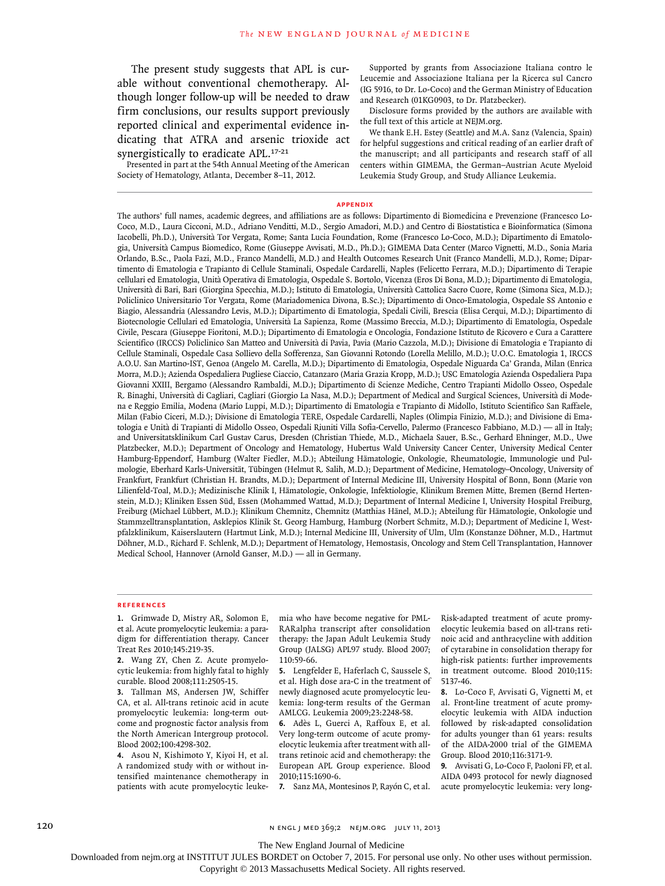The present study suggests that APL is curable without conventional chemotherapy. Although longer follow-up will be needed to draw firm conclusions, our results support previously reported clinical and experimental evidence indicating that ATRA and arsenic trioxide act synergistically to eradicate APL.[17-21]

Presented in part at the 54th Annual Meeting of the American Society of Hematology, Atlanta, December 8–11, 2012.

Supported by grants from Associazione Italiana contro le Leucemie and Associazione Italiana per la Ricerca sul Cancro (IG 5916, to Dr. Lo-Coco) and the German Ministry of Education and Research (01KG0903, to Dr. Platzbecker).

Disclosure forms provided by the authors are available with the full text of this article at NEJM.org.

We thank E.H. Estey (Seattle) and M.A. Sanz (Valencia, Spain) for helpful suggestions and critical reading of an earlier draft of the manuscript; and all participants and research staff of all centers within GIMEMA, the German–Austrian Acute Myeloid Leukemia Study Group, and Study Alliance Leukemia.

## APPENDIX

The authors' full names, academic degrees, and affiliations are as follows: Dipartimento di Biomedicina e Prevenzione (Francesco Lo-Coco, M.D., Laura Cicconi, M.D., Adriano Venditti, M.D., Sergio Amadori, M.D.) and Centro di Biostatistica e Bioinformatica (Simona Iacobelli, Ph.D.), Università Tor Vergata, Rome; Santa Lucia Foundation, Rome (Francesco Lo-Coco, M.D.); Dipartimento di Ematologia, Università Campus Biomedico, Rome (Giuseppe Avvisati, M.D., Ph.D.); GIMEMA Data Center (Marco Vignetti, M.D., Sonia Maria Orlando, B.Sc., Paola Fazi, M.D., Franco Mandelli, M.D.) and Health Outcomes Research Unit (Franco Mandelli, M.D.), Rome; Dipartimento di Ematologia e Trapianto di Cellule Staminali, Ospedale Cardarelli, Naples (Felicetto Ferrara, M.D.); Dipartimento di Terapie cellulari ed Ematologia, Unità Operativa di Ematologia, Ospedale S. Bortolo, Vicenza (Eros Di Bona, M.D.); Dipartimento di Ematologia, Università di Bari, Bari (Giorgina Specchia, M.D.); Istituto di Ematologia, Università Cattolica Sacro Cuore, Rome (Simona Sica, M.D.); Policlinico Universitario Tor Vergata, Rome (Mariadomenica Divona, B.Sc.); Dipartimento di Onco-Ematologia, Ospedale SS Antonio e Biagio, Alessandria (Alessandro Levis, M.D.); Dipartimento di Ematologia, Spedali Civili, Brescia (Elisa Cerqui, M.D.); Dipartimento di Biotecnologie Cellulari ed Ematologia, Università La Sapienza, Rome (Massimo Breccia, M.D.); Dipartimento di Ematologia, Ospedale Civile, Pescara (Giuseppe Fioritoni, M.D.); Dipartimento di Ematologia e Oncologia, Fondazione Istituto di Ricovero e Cura a Carattere Scientifico (IRCCS) Policlinico San Matteo and Università di Pavia, Pavia (Mario Cazzola, M.D.); Divisione di Ematologia e Trapianto di Cellule Staminali, Ospedale Casa Sollievo della Sofferenza, San Giovanni Rotondo (Lorella Melillo, M.D.); U.O.C. Ematologia 1, IRCCS A.O.U. San Martino-IST, Genoa (Angelo M. Carella, M.D.); Dipartimento di Ematologia, Ospedale Niguarda Ca' Granda, Milan (Enrica Morra, M.D.); Azienda Ospedaliera Pugliese Ciaccio, Catanzaro (Maria Grazia Kropp, M.D.); USC Ematologia Azienda Ospedaliera Papa Giovanni XXIII, Bergamo (Alessandro Rambaldi, M.D.); Dipartimento di Scienze Mediche, Centro Trapianti Midollo Osseo, Ospedale R. Binaghi, Università di Cagliari, Cagliari (Giorgio La Nasa, M.D.); Department of Medical and Surgical Sciences, Università di Modena e Reggio Emilia, Modena (Mario Luppi, M.D.); Dipartimento di Ematologia e Trapianto di Midollo, Istituto Scientifico San Raffaele, Milan (Fabio Ciceri, M.D.); Divisione di Ematologia TERE, Ospedale Cardarelli, Naples (Olimpia Finizio, M.D.); and Divisione di Ematologia e Unità di Trapianti di Midollo Osseo, Ospedali Riuniti Villa Sofia-Cervello, Palermo (Francesco Fabbiano, M.D.) — all in Italy; and Universitatsklinikum Carl Gustav Carus, Dresden (Christian Thiede, M.D., Michaela Sauer, B.Sc., Gerhard Ehninger, M.D., Uwe Platzbecker, M.D.); Department of Oncology and Hematology, Hubertus Wald University Cancer Center, University Medical Center Hamburg-Eppendorf, Hamburg (Walter Fiedler, M.D.); Abteilung Hämatologie, Onkologie, Rheumatologie, Immunologie und Pulmologie, Eberhard Karls-Universität, Tübingen (Helmut R. Salih, M.D.); Department of Medicine, Hematology–Oncology, University of Frankfurt, Frankfurt (Christian H. Brandts, M.D.); Department of Internal Medicine III, University Hospital of Bonn, Bonn (Marie von Lilienfeld-Toal, M.D.); Medizinische Klinik I, Hämatologie, Onkologie, Infektiologie, Klinikum Bremen Mitte, Bremen (Bernd Hertenstein, M.D.); Kliniken Essen Süd, Essen (Mohammed Wattad, M.D.); Department of Internal Medicine I, University Hospital Freiburg, Freiburg (Michael Lübbert, M.D.); Klinikum Chemnitz, Chemnitz (Matthias Hänel, M.D.); Abteilung für Hämatologie, Onkologie und Stammzelltransplantation, Asklepios Klinik St. Georg Hamburg, Hamburg (Norbert Schmitz, M.D.); Department of Medicine I, Westpfalzklinikum, Kaiserslautern (Hartmut Link, M.D.); Internal Medicine III, University of Ulm, Ulm (Konstanze Döhner, M.D., Hartmut Döhner, M.D., Richard F. Schlenk, M.D.); Department of Hematology, Hemostasis, Oncology and Stem Cell Transplantation, Hannover Medical School, Hannover (Arnold Ganser, M.D.) — all in Germany.

## REFERENCES

1. Grimwade D, Mistry AR, Solomon E, et al. Acute promyelocytic leukemia: a paradigm for differentiation therapy. Cancer Treat Res 2010;145:219-35.
2. Wang ZY, Chen Z. Acute promyelocytic leukemia: from highly fatal to highly curable. Blood 2008;111:2505-15.
3. Tallman MS, Andersen JW, Schiffer CA, et al. All-trans retinoic acid in acute promyelocytic leukemia: long-term outcome and prognostic factor analysis from the North American Intergroup protocol. Blood 2002;100:4298-302.
4. Asou N, Kishimoto Y, Kiyoi H, et al. A randomized study with or without intensified maintenance chemotherapy in patients with acute promyelocytic leukemia who have become negative for PML-RARalpha transcript after consolidation therapy: the Japan Adult Leukemia Study Group (JALSG) APL97 study. Blood 2007;110:59-66.
5. Lengfelder E, Haferlach C, Saussele S, et al. High dose ara-C in the treatment of newly diagnosed acute promyelocytic leukemia: long-term results of the German AMLCG. Leukemia 2009;23:2248-58.
6. Adès L, Guerci A, Raffoux E, et al. Very long-term outcome of acute promyelocytic leukemia after treatment with all-trans retinoic acid and chemotherapy: the European APL Group experience. Blood 2010;115:1690-6.
7. Sanz MA, Montesinos P, Rayón C, et al. Risk-adapted treatment of acute promyelocytic leukemia based on all-trans retinoic acid and anthracycline with addition of cytarabine in consolidation therapy for high-risk patients: further improvements in treatment outcome. Blood 2010;115:5137-46.
8. Lo-Coco F, Avvisati G, Vignetti M, et al. Front-line treatment of acute promyelocytic leukemia with AIDA induction followed by risk-adapted consolidation for adults younger than 61 years: results of the AIDA-2000 trial of the GIMEMA Group. Blood 2010;116:3171-9.
9. Avvisati G, Lo-Coco F, Paoloni FP, et al. AIDA 0493 protocol for newly diagnosed acute promyelocytic leukemia: very long-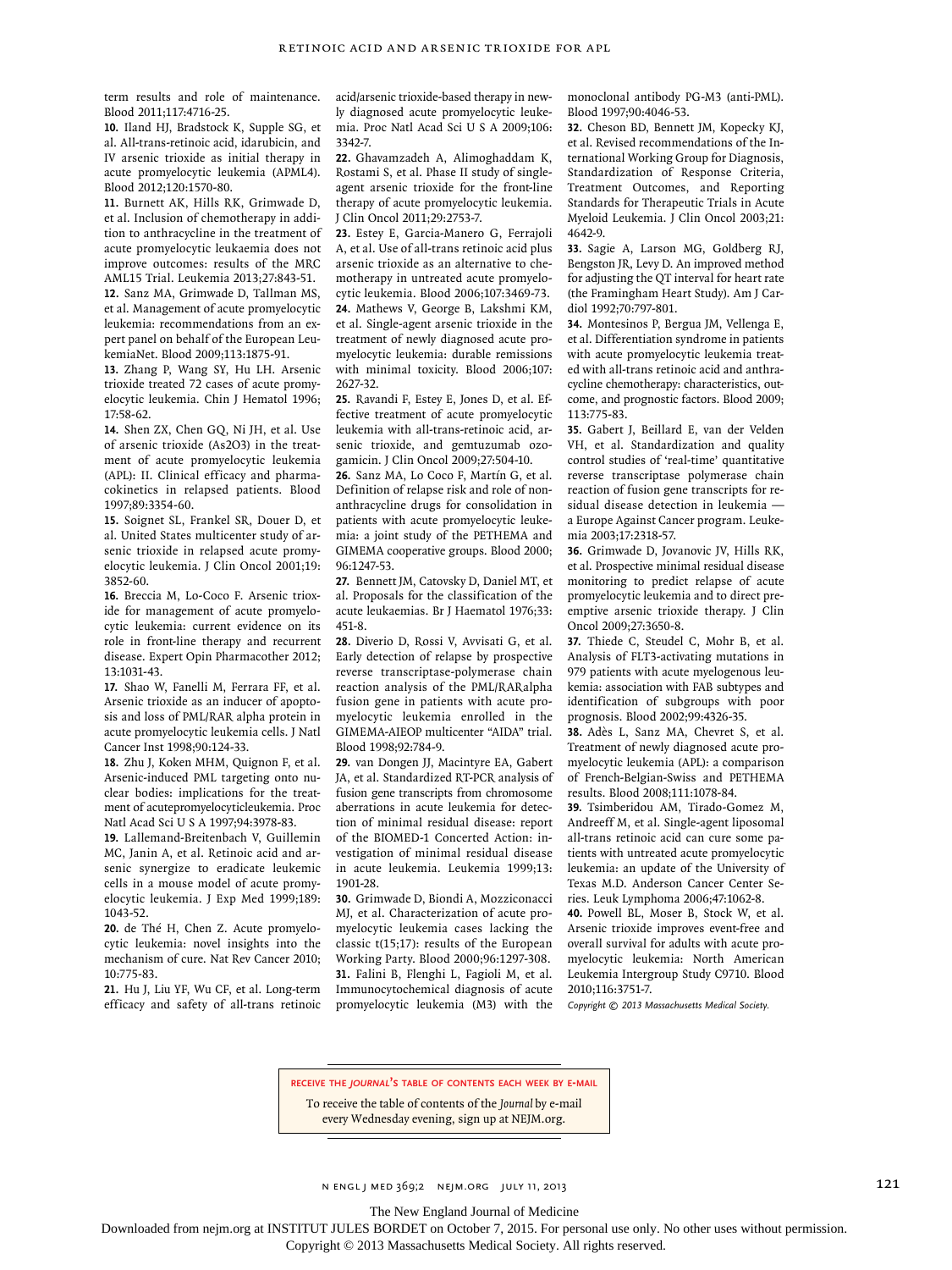term results and role of maintenance. Blood 2011;117:4716-25.

10. Iland HJ, Bradstock K, Supple SG, et al. All-trans-retinoic acid, idarubicin, and IV arsenic trioxide as initial therapy in acute promyelocytic leukemia (APML4). Blood 2012;120:1570-80.

11. Burnett AK, Hills RK, Grimwade D, et al. Inclusion of chemotherapy in addition to anthracycline in the treatment of acute promyelocytic leukaemia does not improve outcomes: results of the MRC AML15 Trial. Leukemia 2013;27:843-51.

12. Sanz MA, Grimwade D, Tallman MS, et al. Management of acute promyelocytic leukemia: recommendations from an expert panel on behalf of the European LeukemiaNet. Blood 2009;113:1875-91.

13. Zhang P, Wang SY, Hu LH. Arsenic trioxide treated 72 cases of acute promyelocytic leukemia. Chin J Hematol 1996; 17:58-62.

14. Shen ZX, Chen GQ, Ni JH, et al. Use of arsenic trioxide (As2O3) in the treatment of acute promyelocytic leukemia (APL): II. Clinical efficacy and pharmacokinetics in relapsed patients. Blood 1997;89:3354-60.

15. Soignet SL, Frankel SR, Douer D, et al. United States multicenter study of arsenic trioxide in relapsed acute promyelocytic leukemia. J Clin Oncol 2001;19: 3852-60.

16. Breccia M, Lo-Coco F. Arsenic trioxide for management of acute promyelocytic leukemia: current evidence on its role in front-line therapy and recurrent disease. Expert Opin Pharmacother 2012; 13:1031-43.

17. Shao W, Fanelli M, Ferrara FF, et al. Arsenic trioxide as an inducer of apoptosis and loss of PML/RAR alpha protein in acute promyelocytic leukemia cells. J Natl Cancer Inst 1998;90:124-33.

18. Zhu J, Koken MHM, Quignon F, et al. Arsenic-induced PML targeting onto nuclear bodies: implications for the treatment of acutepromyelocyticleukemia. Proc Natl Acad Sci U S A 1997;94:3978-83.

19. Lallemand-Breitenbach V, Guillemin MC, Janin A, et al. Retinoic acid and arsenic synergize to eradicate leukemic cells in a mouse model of acute promyelocytic leukemia. J Exp Med 1999;189: 1043-52.

20. de Thé H, Chen Z. Acute promyelocytic leukaemia: novel insights into the mechanism of cure. Nat Rev Cancer 2010; 10:775-83.

21. Hu J, Liu YF, Wu CF, et al. Long-term efficacy and safety of all-trans retinoic acid/arsenic trioxide-based therapy in newly diagnosed acute promyelocytic leukemia. Proc Natl Acad Sci U S A 2009;106: 3342-7.

22. Ghavamzadeh A, Alimoghaddam K, Rostami S, et al. Phase II study of single-agent arsenic trioxide for the front-line therapy of acute promyelocytic leukemia. J Clin Oncol 2011;29:2753-7.

23. Estey E, Garcia-Manero G, Ferrajoli A, et al. Use of all-trans retinoic acid plus arsenic trioxide as an alternative to chemotherapy in untreated acute promyelocytic leukemia. Blood 2006;107:3469-73.

24. Mathews V, George B, Lakshmi KM, et al. Single-agent arsenic trioxide in the treatment of newly diagnosed acute promyelocytic leukemia: durable remissions with minimal toxicity. Blood 2006;107: 2627-32.

25. Ravandi F, Estey E, Jones D, et al. Effective treatment of acute promyelocytic leukemia with all-trans-retinoic acid, arsenic trioxide, and gemtuzumab ozogamicin. J Clin Oncol 2009;27:504-10.

26. Sanz MA, Lo Coco F, Martín G, et al. Definition of relapse risk and role of nonanthracycline drugs for consolidation in patients with acute promyelocytic leukemia: a joint study of the PETHEMA and GIMEMA cooperative groups. Blood 2000; 96:1247-53.

27. Bennett JM, Catovsky D, Daniel MT, et al. Proposals for the classification of the acute leukaemias. Br J Haematol 1976;33: 451-8.

28. Diverio D, Rossi V, Avvisati G, et al. Early detection of relapse by prospective reverse transcriptase-polymerase chain reaction analysis of the PML/RARalpha fusion gene in patients with acute promyelocytic leukemia enrolled in the GIMEMA-AIEOP multicenter "AIDA" trial. Blood 1998;92:784-9.

29. van Dongen JJ, Macintyre EA, Gabert JA, et al. Standardized RT-PCR analysis of fusion gene transcripts from chromosome aberrations in acute leukemia for detection of minimal residual disease: report of the BIOMED-1 Concerted Action: investigation of minimal residual disease in acute leukemia. Leukemia 1999;13: 1901-28.

30. Grimwade D, Biondi A, Mozziconacci MJ, et al. Characterization of acute promyelocytic leukemia cases lacking the classic t(15;17): results of the European Working Party. Blood 2000;96:1297-308.

31. Falini B, Flenghi L, Fagioli M, et al. Immunocytochemical diagnosis of acute promyelocytic leukemia (M3) with the monoclonal antibody PG-M3 (anti-PML). Blood 1997;90:4046-53.

32. Cheson BD, Bennett JM, Kopecky KJ, et al. Revised recommendations of the International Working Group for Diagnosis, Standardization of Response Criteria, Treatment Outcomes, and Reporting Standards for Therapeutic Trials in Acute Myeloid Leukemia. J Clin Oncol 2003;21: 4642-9.

33. Sagie A, Larson MG, Goldberg RJ, Bengston JR, Levy D. An improved method for adjusting the QT interval for heart rate (the Framingham Heart Study). Am J Cardiol 1992;70:797-801.

34. Montesinos P, Bergua JM, Vellenga E, et al. Differentiation syndrome in patients with acute promyelocytic leukemia treated with all-trans retinoic acid and anthracycline chemotherapy: characteristics, outcome, and prognostic factors. Blood 2009; 113:775-83.

35. Gabert J, Beillard E, van der Velden VH, et al. Standardization and quality control studies of 'real-time' quantitative reverse transcriptase polymerase chain reaction of fusion gene transcripts for residual disease detection in leukemia — a Europe Against Cancer program. Leukemia 2003;17:2318-57.

36. Grimwade D, Jovanovic JV, Hills RK, et al. Prospective minimal residual disease monitoring to predict relapse of acute promyelocytic leukemia and to direct preemptive arsenic trioxide therapy. J Clin Oncol 2009;27:3650-8.

37. Thiede C, Steudel C, Mohr B, et al. Analysis of FLT3-activating mutations in 979 patients with acute myelogenous leukemia: association with FAB subtypes and identification of subgroups with poor prognosis. Blood 2002;99:4326-35.

38. Adès L, Sanz MA, Chevret S, et al. Treatment of newly diagnosed acute promyelocytic leukemia (APL): a comparison of French-Belgian-Swiss and PETHEMA results. Blood 2008;111:1078-84.

39. Tsimberidou AM, Tirado-Gomez M, Andreeff M, et al. Single-agent liposomal all-trans retinoic acid can cure some patients with untreated acute promyelocytic leukemia: an update of the University of Texas M.D. Anderson Cancer Center Series. Leuk Lymphoma 2006;47:1062-8.

40. Powell BL, Moser B, Stock W, et al. Arsenic trioxide improves event-free and overall survival for adults with acute promyelocytic leukemia: North American Leukemia Intergroup Study C9710. Blood 2010;116:3751-7.

*Copyright © 2013 Massachusetts Medical Society.*

RECEIVE THE *JOURNAL*'S TABLE OF CONTENTS EACH WEEK BY E-MAIL

To receive the table of contents of the *Journal* by e-mail every Wednesday evening, sign up at NEJM.org.